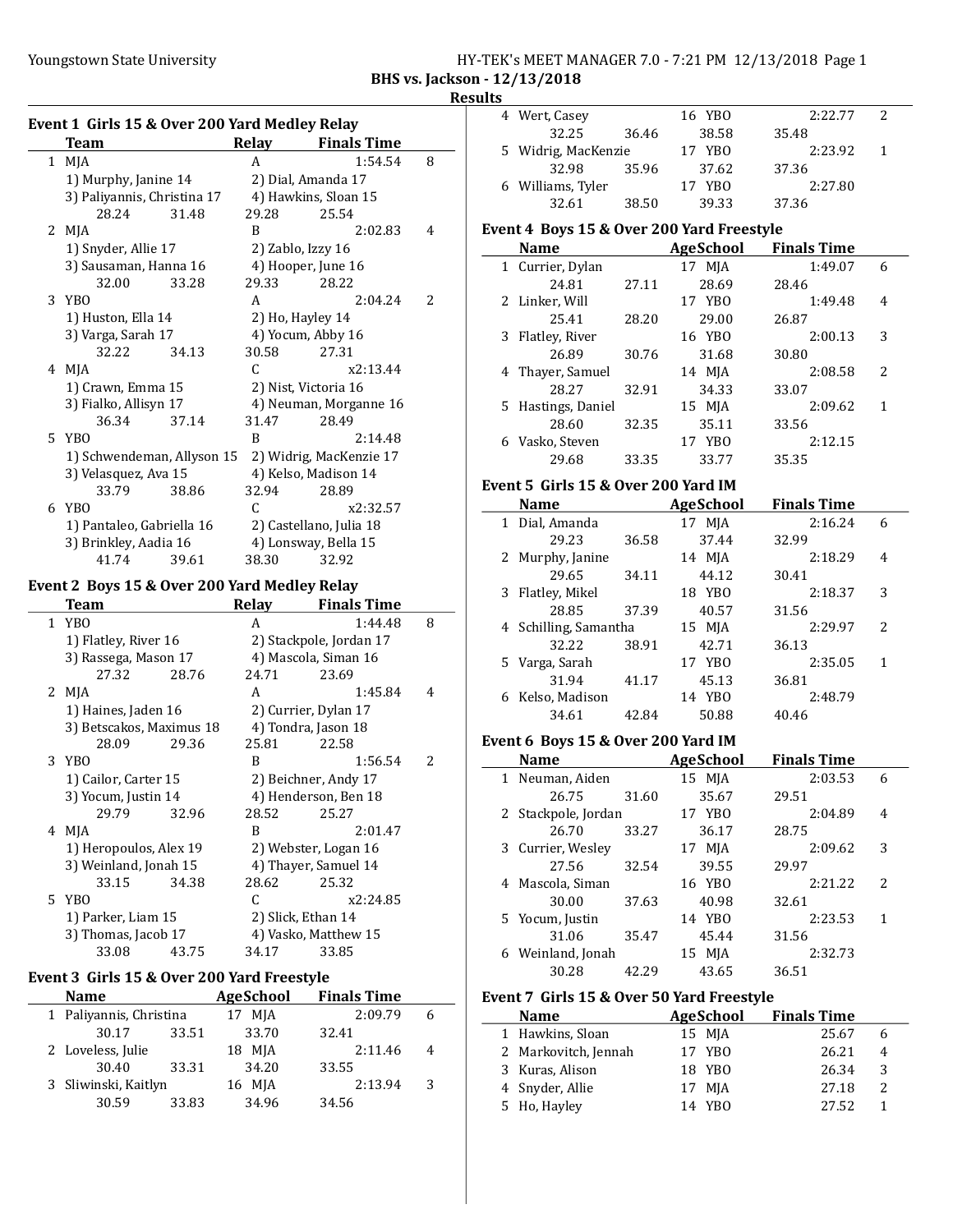BHS vs. Jackson - 12/13/2018

Results

### Event 1 Girls 15 & Over 200 Yard Medley Relay

| | Team | Relay | Finals Time | |
|---|---|---|---|---|
| 1 | MJA | A | 1:54.54 | 8 |
| | 1) Murphy, Janine 14 | 2) Dial, Amanda 17 | | |
| | 3) Paliyannis, Christina 17 | 4) Hawkins, Sloan 15 | | |
| | 28.24 31.48 | 29.28 25.54 | | |
| 2 | MJA | B | 2:02.83 | 4 |
| | 1) Snyder, Allie 17 | 2) Zablo, Izzy 16 | | |
| | 3) Sausaman, Hanna 16 | 4) Hooper, June 16 | | |
| | 32.00 33.28 | 29.33 28.22 | | |
| 3 | YBO | A | 2:04.24 | 2 |
| | 1) Huston, Ella 14 | 2) Ho, Hayley 14 | | |
| | 3) Varga, Sarah 17 | 4) Yocum, Abby 16 | | |
| | 32.22 34.13 | 30.58 27.31 | | |
| 4 | MJA | C | x2:13.44 | |
| | 1) Crawn, Emma 15 | 2) Nist, Victoria 16 | | |
| | 3) Fialko, Allisyn 17 | 4) Neuman, Morganne 16 | | |
| | 36.34 37.14 | 31.47 28.49 | | |
| 5 | YBO | B | 2:14.48 | |
| | 1) Schwendeman, Allyson 15 | 2) Widrig, MacKenzie 17 | | |
| | 3) Velasquez, Ava 15 | 4) Kelso, Madison 14 | | |
| | 33.79 38.86 | 32.94 28.89 | | |
| 6 | YBO | C | x2:32.57 | |
| | 1) Pantaleo, Gabriella 16 | 2) Castellano, Julia 18 | | |
| | 3) Brinkley, Aadia 16 | 4) Lonsway, Bella 15 | | |
| | 41.74 39.61 | 38.30 32.92 | | |

### Event 2 Boys 15 & Over 200 Yard Medley Relay

| | Team | Relay | Finals Time | |
|---|---|---|---|---|
| 1 | YBO | A | 1:44.48 | 8 |
| | 1) Flatley, River 16 | 2) Stackpole, Jordan 17 | | |
| | 3) Rassega, Mason 17 | 4) Mascola, Siman 16 | | |
| | 27.32 28.76 | 24.71 23.69 | | |
| 2 | MJA | A | 1:45.84 | 4 |
| | 1) Haines, Jaden 16 | 2) Currier, Dylan 17 | | |
| | 3) Betscakos, Maximus 18 | 4) Tondra, Jason 18 | | |
| | 28.09 29.36 | 25.81 22.58 | | |
| 3 | YBO | B | 1:56.54 | 2 |
| | 1) Cailor, Carter 15 | 2) Beichner, Andy 17 | | |
| | 3) Yocum, Justin 14 | 4) Henderson, Ben 18 | | |
| | 29.79 32.96 | 28.52 25.27 | | |
| 4 | MJA | B | 2:01.47 | |
| | 1) Heropoulos, Alex 19 | 2) Webster, Logan 16 | | |
| | 3) Weinland, Jonah 15 | 4) Thayer, Samuel 14 | | |
| | 33.15 34.38 | 28.62 25.32 | | |
| 5 | YBO | C | x2:24.85 | |
| | 1) Parker, Liam 15 | 2) Slick, Ethan 14 | | |
| | 3) Thomas, Jacob 17 | 4) Vasko, Matthew 15 | | |
| | 33.08 43.75 | 34.17 33.85 | | |

### Event 3 Girls 15 & Over 200 Yard Freestyle

| | Name | Age | School | Finals Time | |
|---|---|---|---|---|---|
| 1 | Paliyannis, Christina | 17 | MJA | 2:09.79 | 6 |
| | 30.17 33.51 | 33.70 | 32.41 | | |
| 2 | Loveless, Julie | 18 | MJA | 2:11.46 | 4 |
| | 30.40 33.31 | 34.20 | 33.55 | | |
| 3 | Sliwinski, Kaitlyn | 16 | MJA | 2:13.94 | 3 |
| | 30.59 33.83 | 34.96 | 34.56 | | |
| 4 | Wert, Casey | 16 | YBO | 2:22.77 | 2 |
| | 32.25 36.46 | 38.58 | 35.48 | | |
| 5 | Widrig, MacKenzie | 17 | YBO | 2:23.92 | 1 |
| | 32.98 35.96 | 37.62 | 37.36 | | |
| 6 | Williams, Tyler | 17 | YBO | 2:27.80 | |
| | 32.61 38.50 | 39.33 | 37.36 | | |

### Event 4 Boys 15 & Over 200 Yard Freestyle

| | Name | Age | School | Finals Time | |
|---|---|---|---|---|---|
| 1 | Currier, Dylan | 17 | MJA | 1:49.07 | 6 |
| | 24.81 27.11 | 28.69 | 28.46 | | |
| 2 | Linker, Will | 17 | YBO | 1:49.48 | 4 |
| | 25.41 28.20 | 29.00 | 26.87 | | |
| 3 | Flatley, River | 16 | YBO | 2:00.13 | 3 |
| | 26.89 30.76 | 31.68 | 30.80 | | |
| 4 | Thayer, Samuel | 14 | MJA | 2:08.58 | 2 |
| | 28.27 32.91 | 34.33 | 33.07 | | |
| 5 | Hastings, Daniel | 15 | MJA | 2:09.62 | 1 |
| | 28.60 32.35 | 35.11 | 33.56 | | |
| 6 | Vasko, Steven | 17 | YBO | 2:12.15 | |
| | 29.68 33.35 | 33.77 | 35.35 | | |

### Event 5 Girls 15 & Over 200 Yard IM

| | Name | Age | School | Finals Time | |
|---|---|---|---|---|---|
| 1 | Dial, Amanda | 17 | MJA | 2:16.24 | 6 |
| | 29.23 36.58 | 37.44 | 32.99 | | |
| 2 | Murphy, Janine | 14 | MJA | 2:18.29 | 4 |
| | 29.65 34.11 | 44.12 | 30.41 | | |
| 3 | Flatley, Mikel | 18 | YBO | 2:18.37 | 3 |
| | 28.85 37.39 | 40.57 | 31.56 | | |
| 4 | Schilling, Samantha | 15 | MJA | 2:29.97 | 2 |
| | 32.22 38.91 | 42.71 | 36.13 | | |
| 5 | Varga, Sarah | 17 | YBO | 2:35.05 | 1 |
| | 31.94 41.17 | 45.13 | 36.81 | | |
| 6 | Kelso, Madison | 14 | YBO | 2:48.79 | |
| | 34.61 42.84 | 50.88 | 40.46 | | |

### Event 6 Boys 15 & Over 200 Yard IM

| | Name | Age | School | Finals Time | |
|---|---|---|---|---|---|
| 1 | Neuman, Aiden | 15 | MJA | 2:03.53 | 6 |
| | 26.75 31.60 | 35.67 | 29.51 | | |
| 2 | Stackpole, Jordan | 17 | YBO | 2:04.89 | 4 |
| | 26.70 33.27 | 36.17 | 28.75 | | |
| 3 | Currier, Wesley | 17 | MJA | 2:09.62 | 3 |
| | 27.56 32.54 | 39.55 | 29.97 | | |
| 4 | Mascola, Siman | 16 | YBO | 2:21.22 | 2 |
| | 30.00 37.63 | 40.98 | 32.61 | | |
| 5 | Yocum, Justin | 14 | YBO | 2:23.53 | 1 |
| | 31.06 35.47 | 45.44 | 31.56 | | |
| 6 | Weinland, Jonah | 15 | MJA | 2:32.73 | |
| | 30.28 42.29 | 43.65 | 36.51 | | |

### Event 7 Girls 15 & Over 50 Yard Freestyle

| | Name | Age | School | Finals Time | |
|---|---|---|---|---|---|
| 1 | Hawkins, Sloan | 15 | MJA | 25.67 | 6 |
| 2 | Markovitch, Jennah | 17 | YBO | 26.21 | 4 |
| 3 | Kuras, Alison | 18 | YBO | 26.34 | 3 |
| 4 | Snyder, Allie | 17 | MJA | 27.18 | 2 |
| 5 | Ho, Hayley | 14 | YBO | 27.52 | 1 |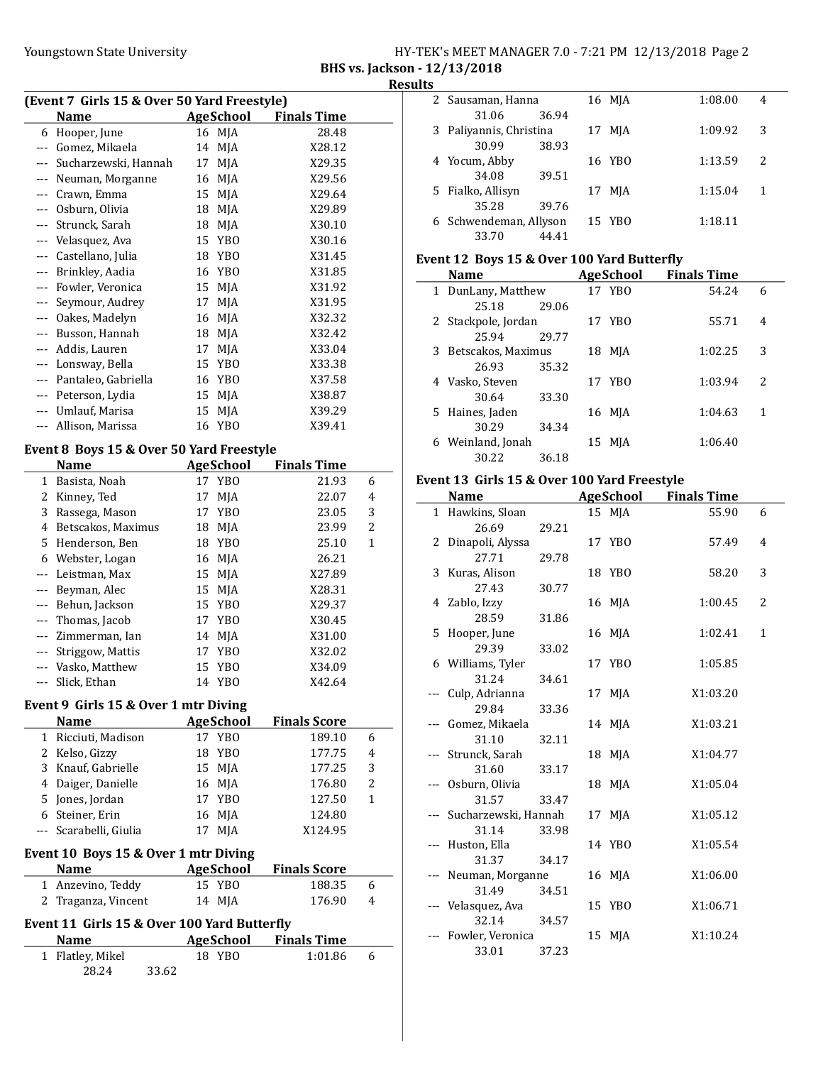**BHS vs. Jackson - 12/13/2018**

**Results**

### (Event 7 Girls 15 & Over 50 Yard Freestyle)

| | Name | Age | School | Finals Time | |
|---|---|---|---|---|---|
| 6 | Hooper, June | 16 | MJA | 28.48 | |
| --- | Gomez, Mikaela | 14 | MJA | X28.12 | |
| --- | Sucharzewski, Hannah | 17 | MJA | X29.35 | |
| --- | Neuman, Morganne | 16 | MJA | X29.56 | |
| --- | Crawn, Emma | 15 | MJA | X29.64 | |
| --- | Osburn, Olivia | 18 | MJA | X29.89 | |
| --- | Strunck, Sarah | 18 | MJA | X30.10 | |
| --- | Velasquez, Ava | 15 | YBO | X30.16 | |
| --- | Castellano, Julia | 18 | YBO | X31.45 | |
| --- | Brinkley, Aadia | 16 | YBO | X31.85 | |
| --- | Fowler, Veronica | 15 | MJA | X31.92 | |
| --- | Seymour, Audrey | 17 | MJA | X31.95 | |
| --- | Oakes, Madelyn | 16 | MJA | X32.32 | |
| --- | Busson, Hannah | 18 | MJA | X32.42 | |
| --- | Addis, Lauren | 17 | MJA | X33.04 | |
| --- | Lonsway, Bella | 15 | YBO | X33.38 | |
| --- | Pantaleo, Gabriella | 16 | YBO | X37.58 | |
| --- | Peterson, Lydia | 15 | MJA | X38.87 | |
| --- | Umlauf, Marisa | 15 | MJA | X39.29 | |
| --- | Allison, Marissa | 16 | YBO | X39.41 | |

### Event 8 Boys 15 & Over 50 Yard Freestyle

| | Name | Age | School | Finals Time | |
|---|---|---|---|---|---|
| 1 | Basista, Noah | 17 | YBO | 21.93 | 6 |
| 2 | Kinney, Ted | 17 | MJA | 22.07 | 4 |
| 3 | Rassega, Mason | 17 | YBO | 23.05 | 3 |
| 4 | Betscakos, Maximus | 18 | MJA | 23.99 | 2 |
| 5 | Henderson, Ben | 18 | YBO | 25.10 | 1 |
| 6 | Webster, Logan | 16 | MJA | 26.21 | |
| --- | Leistman, Max | 15 | MJA | X27.89 | |
| --- | Beyman, Alec | 15 | MJA | X28.31 | |
| --- | Behun, Jackson | 15 | YBO | X29.37 | |
| --- | Thomas, Jacob | 17 | YBO | X30.45 | |
| --- | Zimmerman, Ian | 14 | MJA | X31.00 | |
| --- | Striggow, Mattis | 17 | YBO | X32.02 | |
| --- | Vasko, Matthew | 15 | YBO | X34.09 | |
| --- | Slick, Ethan | 14 | YBO | X42.64 | |

### Event 9 Girls 15 & Over 1 mtr Diving

| | Name | Age | School | Finals Score | |
|---|---|---|---|---|---|
| 1 | Ricciuti, Madison | 17 | YBO | 189.10 | 6 |
| 2 | Kelso, Gizzy | 18 | YBO | 177.75 | 4 |
| 3 | Knauf, Gabrielle | 15 | MJA | 177.25 | 3 |
| 4 | Daiger, Danielle | 16 | MJA | 176.80 | 2 |
| 5 | Jones, Jordan | 17 | YBO | 127.50 | 1 |
| 6 | Steiner, Erin | 16 | MJA | 124.80 | |
| --- | Scarabelli, Giulia | 17 | MJA | X124.95 | |

### Event 10 Boys 15 & Over 1 mtr Diving

| | Name | Age | School | Finals Score | |
|---|---|---|---|---|---|
| 1 | Anzevino, Teddy | 15 | YBO | 188.35 | 6 |
| 2 | Traganza, Vincent | 14 | MJA | 176.90 | 4 |

### Event 11 Girls 15 & Over 100 Yard Butterfly

| | Name | Age | School | Finals Time | |
|---|---|---|---|---|---|
| 1 | Flatley, Mikel | 18 | YBO | 1:01.86 | 6 |
| | 28.24 33.62 | | | | |
| 2 | Sausaman, Hanna | 16 | MJA | 1:08.00 | 4 |
| | 31.06 36.94 | | | | |
| 3 | Paliyannis, Christina | 17 | MJA | 1:09.92 | 3 |
| | 30.99 38.93 | | | | |
| 4 | Yocum, Abby | 16 | YBO | 1:13.59 | 2 |
| | 34.08 39.51 | | | | |
| 5 | Fialko, Allisyn | 17 | MJA | 1:15.04 | 1 |
| | 35.28 39.76 | | | | |
| 6 | Schwendeman, Allyson | 15 | YBO | 1:18.11 | |
| | 33.70 44.41 | | | | |

### Event 12 Boys 15 & Over 100 Yard Butterfly

| | Name | Age | School | Finals Time | |
|---|---|---|---|---|---|
| 1 | DunLany, Matthew | 17 | YBO | 54.24 | 6 |
| | 25.18 29.06 | | | | |
| 2 | Stackpole, Jordan | 17 | YBO | 55.71 | 4 |
| | 25.94 29.77 | | | | |
| 3 | Betscakos, Maximus | 18 | MJA | 1:02.25 | 3 |
| | 26.93 35.32 | | | | |
| 4 | Vasko, Steven | 17 | YBO | 1:03.94 | 2 |
| | 30.64 33.30 | | | | |
| 5 | Haines, Jaden | 16 | MJA | 1:04.63 | 1 |
| | 30.29 34.34 | | | | |
| 6 | Weinland, Jonah | 15 | MJA | 1:06.40 | |
| | 30.22 36.18 | | | | |

### Event 13 Girls 15 & Over 100 Yard Freestyle

| | Name | Age | School | Finals Time | |
|---|---|---|---|---|---|
| 1 | Hawkins, Sloan | 15 | MJA | 55.90 | 6 |
| | 26.69 29.21 | | | | |
| 2 | Dinapoli, Alyssa | 17 | YBO | 57.49 | 4 |
| | 27.71 29.78 | | | | |
| 3 | Kuras, Alison | 18 | YBO | 58.20 | 3 |
| | 27.43 30.77 | | | | |
| 4 | Zablo, Izzy | 16 | MJA | 1:00.45 | 2 |
| | 28.59 31.86 | | | | |
| 5 | Hooper, June | 16 | MJA | 1:02.41 | 1 |
| | 29.39 33.02 | | | | |
| 6 | Williams, Tyler | 17 | YBO | 1:05.85 | |
| | 31.24 34.61 | | | | |
| --- | Culp, Adrianna | 17 | MJA | X1:03.20 | |
| | 29.84 33.36 | | | | |
| --- | Gomez, Mikaela | 14 | MJA | X1:03.21 | |
| | 31.10 32.11 | | | | |
| --- | Strunck, Sarah | 18 | MJA | X1:04.77 | |
| | 31.60 33.17 | | | | |
| --- | Osburn, Olivia | 18 | MJA | X1:05.04 | |
| | 31.57 33.47 | | | | |
| --- | Sucharzewski, Hannah | 17 | MJA | X1:05.12 | |
| | 31.14 33.98 | | | | |
| --- | Huston, Ella | 14 | YBO | X1:05.54 | |
| | 31.37 34.17 | | | | |
| --- | Neuman, Morganne | 16 | MJA | X1:06.00 | |
| | 31.49 34.51 | | | | |
| --- | Velasquez, Ava | 15 | YBO | X1:06.71 | |
| | 32.14 34.57 | | | | |
| --- | Fowler, Veronica | 15 | MJA | X1:10.24 | |
| | 33.01 37.23 | | | | |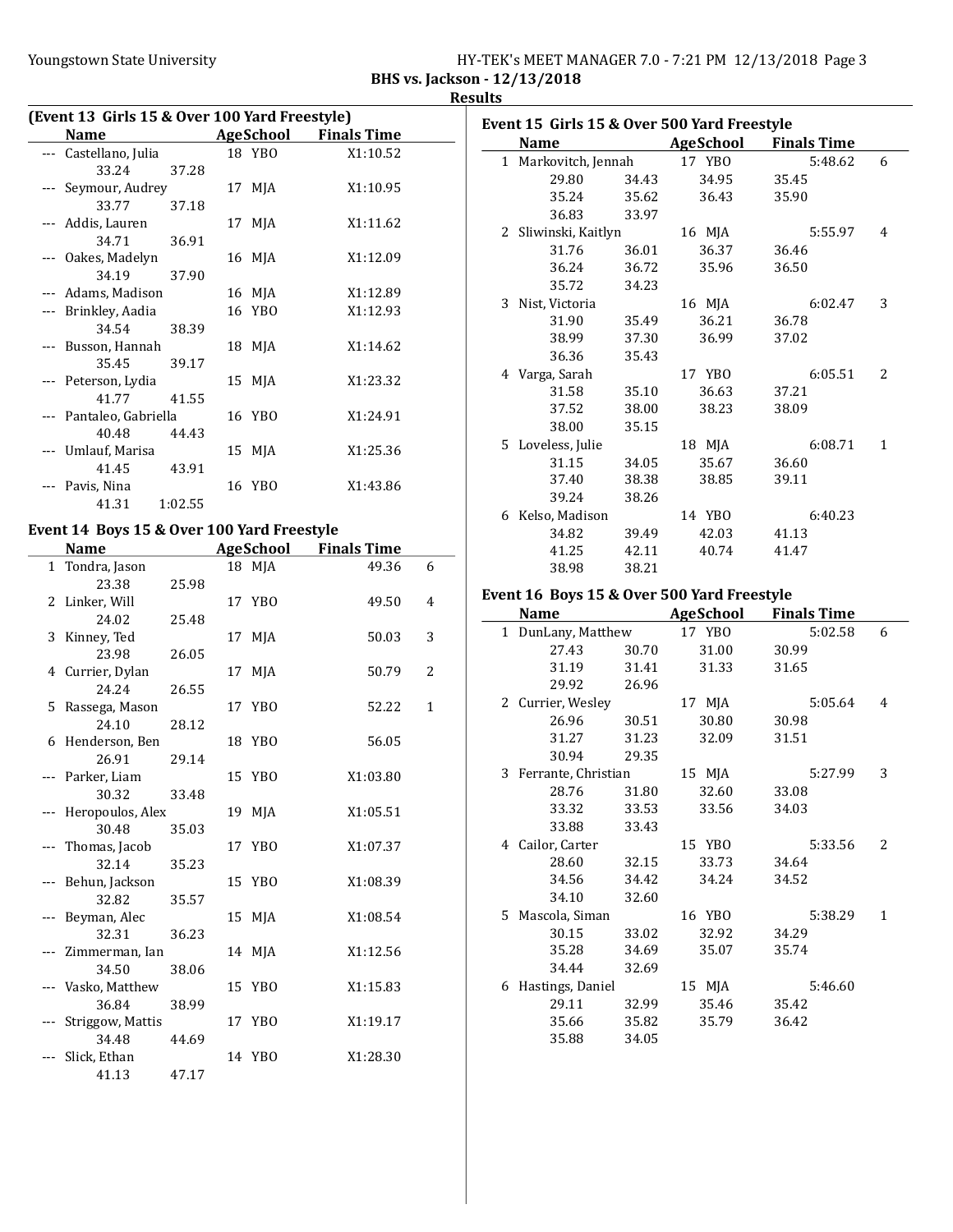**BHS vs. Jackson - 12/13/2018**

**Results**

### (Event 13 Girls 15 & Over 100 Yard Freestyle)

| | Name | Age | School | Finals Time | |
|---|---|---|---|---|---|
| --- | Castellano, Julia | 18 | YBO | X1:10.52 | |
| | 33.24 37.28 | | | | |
| --- | Seymour, Audrey | 17 | MJA | X1:10.95 | |
| | 33.77 37.18 | | | | |
| --- | Addis, Lauren | 17 | MJA | X1:11.62 | |
| | 34.71 36.91 | | | | |
| --- | Oakes, Madelyn | 16 | MJA | X1:12.09 | |
| | 34.19 37.90 | | | | |
| --- | Adams, Madison | 16 | MJA | X1:12.89 | |
| --- | Brinkley, Aadia | 16 | YBO | X1:12.93 | |
| | 34.54 38.39 | | | | |
| --- | Busson, Hannah | 18 | MJA | X1:14.62 | |
| | 35.45 39.17 | | | | |
| --- | Peterson, Lydia | 15 | MJA | X1:23.32 | |
| | 41.77 41.55 | | | | |
| --- | Pantaleo, Gabriella | 16 | YBO | X1:24.91 | |
| | 40.48 44.43 | | | | |
| --- | Umlauf, Marisa | 15 | MJA | X1:25.36 | |
| | 41.45 43.91 | | | | |
| --- | Pavis, Nina | 16 | YBO | X1:43.86 | |
| | 41.31 1:02.55 | | | | |

### Event 14 Boys 15 & Over 100 Yard Freestyle

| | Name | Age | School | Finals Time | |
|---|---|---|---|---|---|
| 1 | Tondra, Jason | 18 | MJA | 49.36 | 6 |
| | 23.38 25.98 | | | | |
| 2 | Linker, Will | 17 | YBO | 49.50 | 4 |
| | 24.02 25.48 | | | | |
| 3 | Kinney, Ted | 17 | MJA | 50.03 | 3 |
| | 23.98 26.05 | | | | |
| 4 | Currier, Dylan | 17 | MJA | 50.79 | 2 |
| | 24.24 26.55 | | | | |
| 5 | Rassega, Mason | 17 | YBO | 52.22 | 1 |
| | 24.10 28.12 | | | | |
| 6 | Henderson, Ben | 18 | YBO | 56.05 | |
| | 26.91 29.14 | | | | |
| --- | Parker, Liam | 15 | YBO | X1:03.80 | |
| | 30.32 33.48 | | | | |
| --- | Heropoulos, Alex | 19 | MJA | X1:05.51 | |
| | 30.48 35.03 | | | | |
| --- | Thomas, Jacob | 17 | YBO | X1:07.37 | |
| | 32.14 35.23 | | | | |
| --- | Behun, Jackson | 15 | YBO | X1:08.39 | |
| | 32.82 35.57 | | | | |
| --- | Beyman, Alec | 15 | MJA | X1:08.54 | |
| | 32.31 36.23 | | | | |
| --- | Zimmerman, Ian | 14 | MJA | X1:12.56 | |
| | 34.50 38.06 | | | | |
| --- | Vasko, Matthew | 15 | YBO | X1:15.83 | |
| | 36.84 38.99 | | | | |
| --- | Striggow, Mattis | 17 | YBO | X1:19.17 | |
| | 34.48 44.69 | | | | |
| --- | Slick, Ethan | 14 | YBO | X1:28.30 | |
| | 41.13 47.17 | | | | |

### Event 15 Girls 15 & Over 500 Yard Freestyle

| | Name | Age | School | Finals Time | |
|---|---|---|---|---|---|
| 1 | Markovitch, Jennah | 17 | YBO | 5:48.62 | 6 |
| | 29.80 34.43 34.95 35.45 | | | | |
| | 35.24 35.62 36.43 35.90 | | | | |
| | 36.83 33.97 | | | | |
| 2 | Sliwinski, Kaitlyn | 16 | MJA | 5:55.97 | 4 |
| | 31.76 36.01 36.37 36.46 | | | | |
| | 36.24 36.72 35.96 36.50 | | | | |
| | 35.72 34.23 | | | | |
| 3 | Nist, Victoria | 16 | MJA | 6:02.47 | 3 |
| | 31.90 35.49 36.21 36.78 | | | | |
| | 38.99 37.30 36.99 37.02 | | | | |
| | 36.36 35.43 | | | | |
| 4 | Varga, Sarah | 17 | YBO | 6:05.51 | 2 |
| | 31.58 35.10 36.63 37.21 | | | | |
| | 37.52 38.00 38.23 38.09 | | | | |
| | 38.00 35.15 | | | | |
| 5 | Loveless, Julie | 18 | MJA | 6:08.71 | 1 |
| | 31.15 34.05 35.67 36.60 | | | | |
| | 37.40 38.38 38.85 39.11 | | | | |
| | 39.24 38.26 | | | | |
| 6 | Kelso, Madison | 14 | YBO | 6:40.23 | |
| | 34.82 39.49 42.03 41.13 | | | | |
| | 41.25 42.11 40.74 41.47 | | | | |
| | 38.98 38.21 | | | | |

### Event 16 Boys 15 & Over 500 Yard Freestyle

| | Name | Age | School | Finals Time | |
|---|---|---|---|---|---|
| 1 | DunLany, Matthew | 17 | YBO | 5:02.58 | 6 |
| | 27.43 30.70 31.00 30.99 | | | | |
| | 31.19 31.41 31.33 31.65 | | | | |
| | 29.92 26.96 | | | | |
| 2 | Currier, Wesley | 17 | MJA | 5:05.64 | 4 |
| | 26.96 30.51 30.80 30.98 | | | | |
| | 31.27 31.23 32.09 31.51 | | | | |
| | 30.94 29.35 | | | | |
| 3 | Ferrante, Christian | 15 | MJA | 5:27.99 | 3 |
| | 28.76 31.80 32.60 33.08 | | | | |
| | 33.32 33.53 33.56 34.03 | | | | |
| | 33.88 33.43 | | | | |
| 4 | Cailor, Carter | 15 | YBO | 5:33.56 | 2 |
| | 28.60 32.15 33.73 34.64 | | | | |
| | 34.56 34.42 34.24 34.52 | | | | |
| | 34.10 32.60 | | | | |
| 5 | Mascola, Siman | 16 | YBO | 5:38.29 | 1 |
| | 30.15 33.02 32.92 34.29 | | | | |
| | 35.28 34.69 35.07 35.74 | | | | |
| | 34.44 32.69 | | | | |
| 6 | Hastings, Daniel | 15 | MJA | 5:46.60 | |
| | 29.11 32.99 35.46 35.42 | | | | |
| | 35.66 35.82 35.79 36.42 | | | | |
| | 35.88 34.05 | | | | |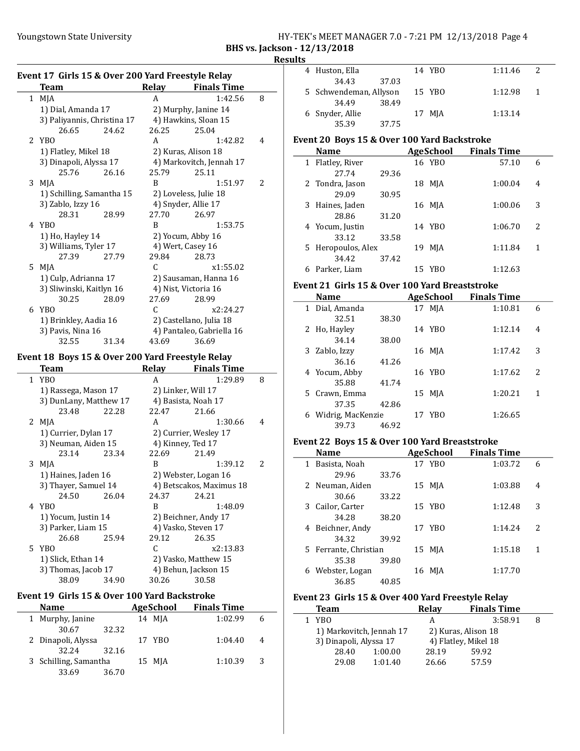**BHS vs. Jackson - 12/13/2018**

**Results**

## Event 17 Girls 15 & Over 200 Yard Freestyle Relay

| | Team | Relay | Finals Time | |
|---|---|---|---|---|
| 1 | MJA | A | 1:42.56 | 8 |
| | 1) Dial, Amanda 17 | 2) Murphy, Janine 14 | | |
| | 3) Paliyannis, Christina 17 | 4) Hawkins, Sloan 15 | | |
| | 26.65 24.62 | 26.25 | 25.04 | |
| 2 | YBO | A | 1:42.82 | 4 |
| | 1) Flatley, Mikel 18 | 2) Kuras, Alison 18 | | |
| | 3) Dinapoli, Alyssa 17 | 4) Markovitch, Jennah 17 | | |
| | 25.76 26.16 | 25.79 | 25.11 | |
| 3 | MJA | B | 1:51.97 | 2 |
| | 1) Schilling, Samantha 15 | 2) Loveless, Julie 18 | | |
| | 3) Zablo, Izzy 16 | 4) Snyder, Allie 17 | | |
| | 28.31 28.99 | 27.70 | 26.97 | |
| 4 | YBO | B | 1:53.75 | |
| | 1) Ho, Hayley 14 | 2) Yocum, Abby 16 | | |
| | 3) Williams, Tyler 17 | 4) Wert, Casey 16 | | |
| | 27.39 27.79 | 29.84 | 28.73 | |
| 5 | MJA | C | x1:55.02 | |
| | 1) Culp, Adrianna 17 | 2) Sausaman, Hanna 16 | | |
| | 3) Sliwinski, Kaitlyn 16 | 4) Nist, Victoria 16 | | |
| | 30.25 28.09 | 27.69 | 28.99 | |
| 6 | YBO | C | x2:24.27 | |
| | 1) Brinkley, Aadia 16 | 2) Castellano, Julia 18 | | |
| | 3) Pavis, Nina 16 | 4) Pantaleo, Gabriella 16 | | |
| | 32.55 31.34 | 43.69 | 36.69 | |

## Event 18 Boys 15 & Over 200 Yard Freestyle Relay

| | Team | Relay | Finals Time | |
|---|---|---|---|---|
| 1 | YBO | A | 1:29.89 | 8 |
| | 1) Rassega, Mason 17 | 2) Linker, Will 17 | | |
| | 3) DunLany, Matthew 17 | 4) Basista, Noah 17 | | |
| | 23.48 22.28 | 22.47 | 21.66 | |
| 2 | MJA | A | 1:30.66 | 4 |
| | 1) Currier, Dylan 17 | 2) Currier, Wesley 17 | | |
| | 3) Neuman, Aiden 15 | 4) Kinney, Ted 17 | | |
| | 23.14 23.34 | 22.69 | 21.49 | |
| 3 | MJA | B | 1:39.12 | 2 |
| | 1) Haines, Jaden 16 | 2) Webster, Logan 16 | | |
| | 3) Thayer, Samuel 14 | 4) Betscakos, Maximus 18 | | |
| | 24.50 26.04 | 24.37 | 24.21 | |
| 4 | YBO | B | 1:48.09 | |
| | 1) Yocum, Justin 14 | 2) Beichner, Andy 17 | | |
| | 3) Parker, Liam 15 | 4) Vasko, Steven 17 | | |
| | 26.68 25.94 | 29.12 | 26.35 | |
| 5 | YBO | C | x2:13.83 | |
| | 1) Slick, Ethan 14 | 2) Vasko, Matthew 15 | | |
| | 3) Thomas, Jacob 17 | 4) Behun, Jackson 15 | | |
| | 38.09 34.90 | 30.26 | 30.58 | |

## Event 19 Girls 15 & Over 100 Yard Backstroke

| | Name | Age | School | Finals Time | |
|---|---|---|---|---|---|
| 1 | Murphy, Janine | 14 | MJA | 1:02.99 | 6 |
| | 30.67 32.32 | | | | |
| 2 | Dinapoli, Alyssa | 17 | YBO | 1:04.40 | 4 |
| | 32.24 32.16 | | | | |
| 3 | Schilling, Samantha | 15 | MJA | 1:10.39 | 3 |
| | 33.69 36.70 | | | | |
| 4 | Huston, Ella | 14 | YBO | 1:11.46 | 2 |
| | 34.43 37.03 | | | | |
| 5 | Schwendeman, Allyson | 15 | YBO | 1:12.98 | 1 |
| | 34.49 38.49 | | | | |
| 6 | Snyder, Allie | 17 | MJA | 1:13.14 | |
| | 35.39 37.75 | | | | |

## Event 20 Boys 15 & Over 100 Yard Backstroke

| | Name | Age | School | Finals Time | |
|---|---|---|---|---|---|
| 1 | Flatley, River | 16 | YBO | 57.10 | 6 |
| | 27.74 29.36 | | | | |
| 2 | Tondra, Jason | 18 | MJA | 1:00.04 | 4 |
| | 29.09 30.95 | | | | |
| 3 | Haines, Jaden | 16 | MJA | 1:00.06 | 3 |
| | 28.86 31.20 | | | | |
| 4 | Yocum, Justin | 14 | YBO | 1:06.70 | 2 |
| | 33.12 33.58 | | | | |
| 5 | Heropoulos, Alex | 19 | MJA | 1:11.84 | 1 |
| | 34.42 37.42 | | | | |
| 6 | Parker, Liam | 15 | YBO | 1:12.63 | |

## Event 21 Girls 15 & Over 100 Yard Breaststroke

| | Name | Age | School | Finals Time | |
|---|---|---|---|---|---|
| 1 | Dial, Amanda | 17 | MJA | 1:10.81 | 6 |
| | 32.51 38.30 | | | | |
| 2 | Ho, Hayley | 14 | YBO | 1:12.14 | 4 |
| | 34.14 38.00 | | | | |
| 3 | Zablo, Izzy | 16 | MJA | 1:17.42 | 3 |
| | 36.16 41.26 | | | | |
| 4 | Yocum, Abby | 16 | YBO | 1:17.62 | 2 |
| | 35.88 41.74 | | | | |
| 5 | Crawn, Emma | 15 | MJA | 1:20.21 | 1 |
| | 37.35 42.86 | | | | |
| 6 | Widrig, MacKenzie | 17 | YBO | 1:26.65 | |
| | 39.73 46.92 | | | | |

## Event 22 Boys 15 & Over 100 Yard Breaststroke

| | Name | Age | School | Finals Time | |
|---|---|---|---|---|---|
| 1 | Basista, Noah | 17 | YBO | 1:03.72 | 6 |
| | 29.96 33.76 | | | | |
| 2 | Neuman, Aiden | 15 | MJA | 1:03.88 | 4 |
| | 30.66 33.22 | | | | |
| 3 | Cailor, Carter | 15 | YBO | 1:12.48 | 3 |
| | 34.28 38.20 | | | | |
| 4 | Beichner, Andy | 17 | YBO | 1:14.24 | 2 |
| | 34.32 39.92 | | | | |
| 5 | Ferrante, Christian | 15 | MJA | 1:15.18 | 1 |
| | 35.38 39.80 | | | | |
| 6 | Webster, Logan | 16 | MJA | 1:17.70 | |
| | 36.85 40.85 | | | | |

## Event 23 Girls 15 & Over 400 Yard Freestyle Relay

| | Team | Relay | Finals Time | |
|---|---|---|---|---|
| 1 | YBO | A | 3:58.91 | 8 |
| | 1) Markovitch, Jennah 17 | 2) Kuras, Alison 18 | | |
| | 3) Dinapoli, Alyssa 17 | 4) Flatley, Mikel 18 | | |
| | 28.40 1:00.00 | 28.19 | 59.92 | |
| | 29.08 1:01.40 | 26.66 | 57.59 | |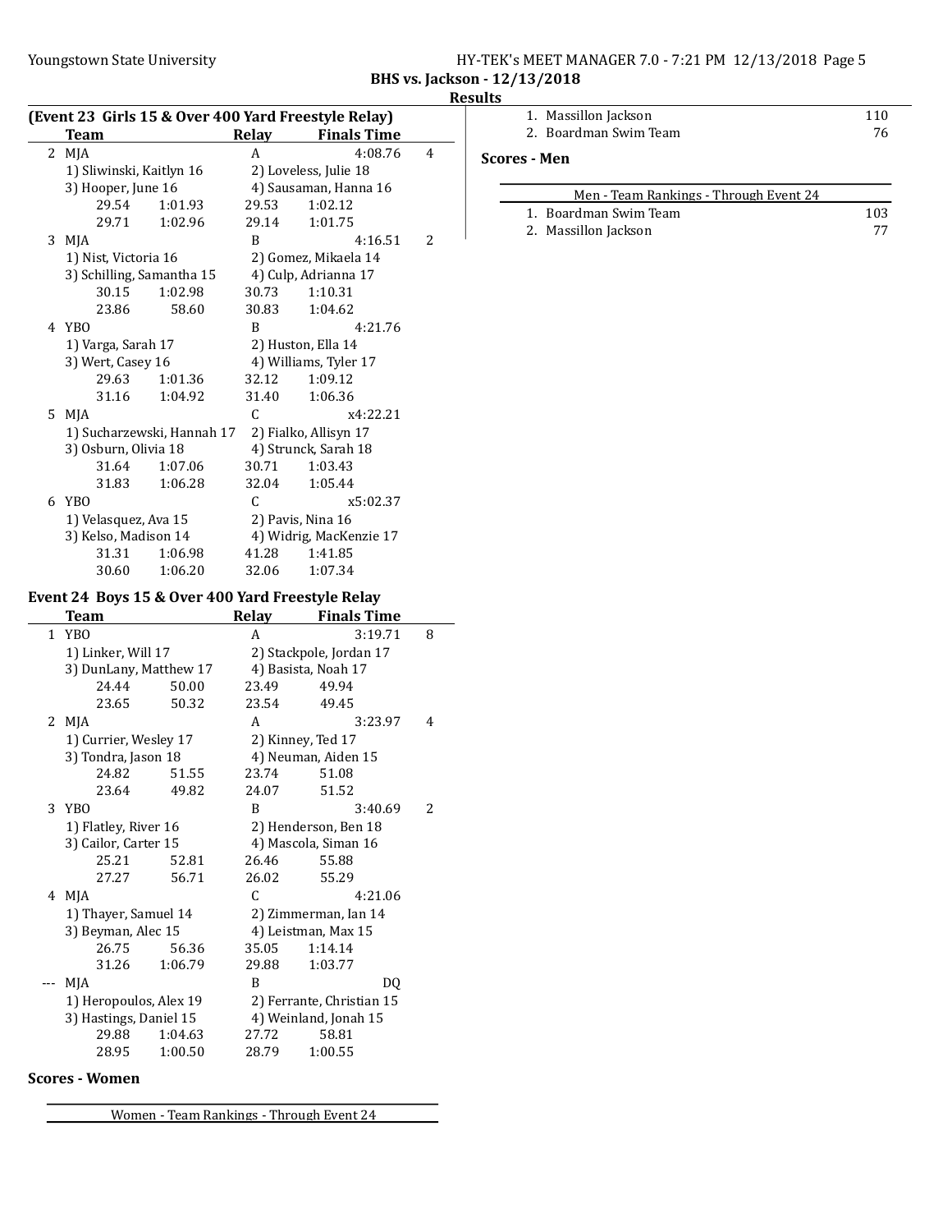## BHS vs. Jackson - 12/13/2018

### Results

### (Event 23 Girls 15 & Over 400 Yard Freestyle Relay)

| | Team | Relay | Finals Time | Points |
|---|---|---|---|---|
| 2 | MJA | A | 4:08.76 | 4 |
| | 1) Sliwinski, Kaitlyn 16 | 2) Loveless, Julie 18 | | |
| | 3) Hooper, June 16 | 4) Sausaman, Hanna 16 | | |
| | 29.54 1:01.93 | 29.53 1:02.12 | | |
| | 29.71 1:02.96 | 29.14 1:01.75 | | |
| 3 | MJA | B | 4:16.51 | 2 |
| | 1) Nist, Victoria 16 | 2) Gomez, Mikaela 14 | | |
| | 3) Schilling, Samantha 15 | 4) Culp, Adrianna 17 | | |
| | 30.15 1:02.98 | 30.73 1:10.31 | | |
| | 23.86 58.60 | 30.83 1:04.62 | | |
| 4 | YBO | B | 4:21.76 | |
| | 1) Varga, Sarah 17 | 2) Huston, Ella 14 | | |
| | 3) Wert, Casey 16 | 4) Williams, Tyler 17 | | |
| | 29.63 1:01.36 | 32.12 1:09.12 | | |
| | 31.16 1:04.92 | 31.40 1:06.36 | | |
| 5 | MJA | C | x4:22.21 | |
| | 1) Sucharzewski, Hannah 17 | 2) Fialko, Allisyn 17 | | |
| | 3) Osburn, Olivia 18 | 4) Strunck, Sarah 18 | | |
| | 31.64 1:07.06 | 30.71 1:03.43 | | |
| | 31.83 1:06.28 | 32.04 1:05.44 | | |
| 6 | YBO | C | x5:02.37 | |
| | 1) Velasquez, Ava 15 | 2) Pavis, Nina 16 | | |
| | 3) Kelso, Madison 14 | 4) Widrig, MacKenzie 17 | | |
| | 31.31 1:06.98 | 41.28 1:41.85 | | |
| | 30.60 1:06.20 | 32.06 1:07.34 | | |

### Event 24 Boys 15 & Over 400 Yard Freestyle Relay

| | Team | Relay | Finals Time | Points |
|---|---|---|---|---|
| 1 | YBO | A | 3:19.71 | 8 |
| | 1) Linker, Will 17 | 2) Stackpole, Jordan 17 | | |
| | 3) DunLany, Matthew 17 | 4) Basista, Noah 17 | | |
| | 24.44 50.00 | 23.49 49.94 | | |
| | 23.65 50.32 | 23.54 49.45 | | |
| 2 | MJA | A | 3:23.97 | 4 |
| | 1) Currier, Wesley 17 | 2) Kinney, Ted 17 | | |
| | 3) Tondra, Jason 18 | 4) Neuman, Aiden 15 | | |
| | 24.82 51.55 | 23.74 51.08 | | |
| | 23.64 49.82 | 24.07 51.52 | | |
| 3 | YBO | B | 3:40.69 | 2 |
| | 1) Flatley, River 16 | 2) Henderson, Ben 18 | | |
| | 3) Cailor, Carter 15 | 4) Mascola, Siman 16 | | |
| | 25.21 52.81 | 26.46 55.88 | | |
| | 27.27 56.71 | 26.02 55.29 | | |
| 4 | MJA | C | 4:21.06 | |
| | 1) Thayer, Samuel 14 | 2) Zimmerman, Ian 14 | | |
| | 3) Beyman, Alec 15 | 4) Leistman, Max 15 | | |
| | 26.75 56.36 | 35.05 1:14.14 | | |
| | 31.26 1:06.79 | 29.88 1:03.77 | | |
| --- | MJA | B | DQ | |
| | 1) Heropoulos, Alex 19 | 2) Ferrante, Christian 15 | | |
| | 3) Hastings, Daniel 15 | 4) Weinland, Jonah 15 | | |
| | 29.88 1:04.63 | 27.72 58.81 | | |
| | 28.95 1:00.50 | 28.79 1:00.55 | | |

### Scores - Women

| Women - Team Rankings - Through Event 24 | |
|---|---|
| 1. Massillon Jackson | 110 |
| 2. Boardman Swim Team | 76 |

### Scores - Men

| Men - Team Rankings - Through Event 24 | |
|---|---|
| 1. Boardman Swim Team | 103 |
| 2. Massillon Jackson | 77 |